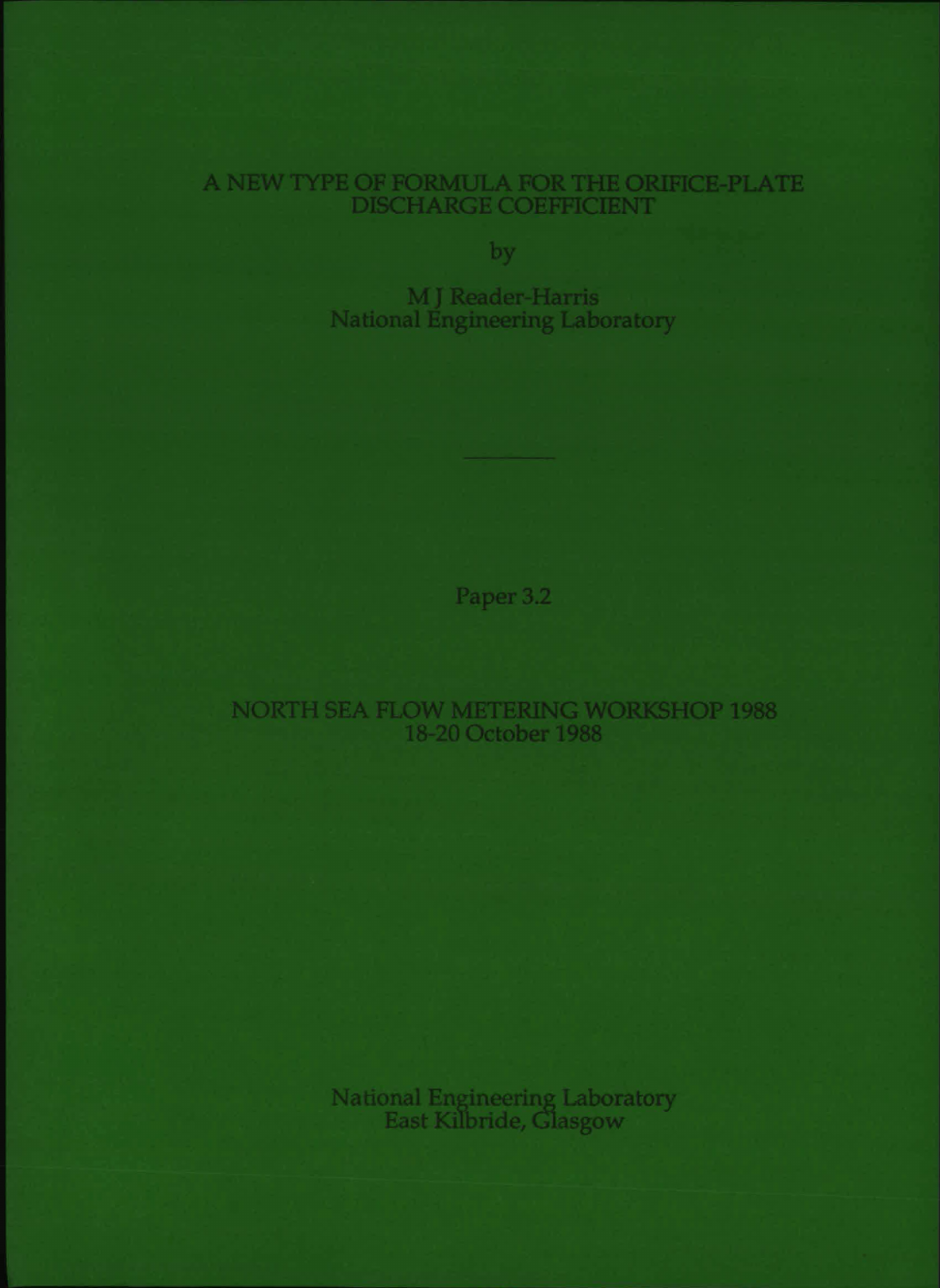# A NEW TYPE OF FORMULA FOR THE ORIFICE-PLATE DISCHARGE COEFFICIENT

by

M J Reader-Harris
National Engineering Laboratory

---

Paper 3.2

NORTH SEA FLOW METERING WORKSHOP 1988
18-20 October 1988

National Engineering Laboratory
East Kilbride, Glasgow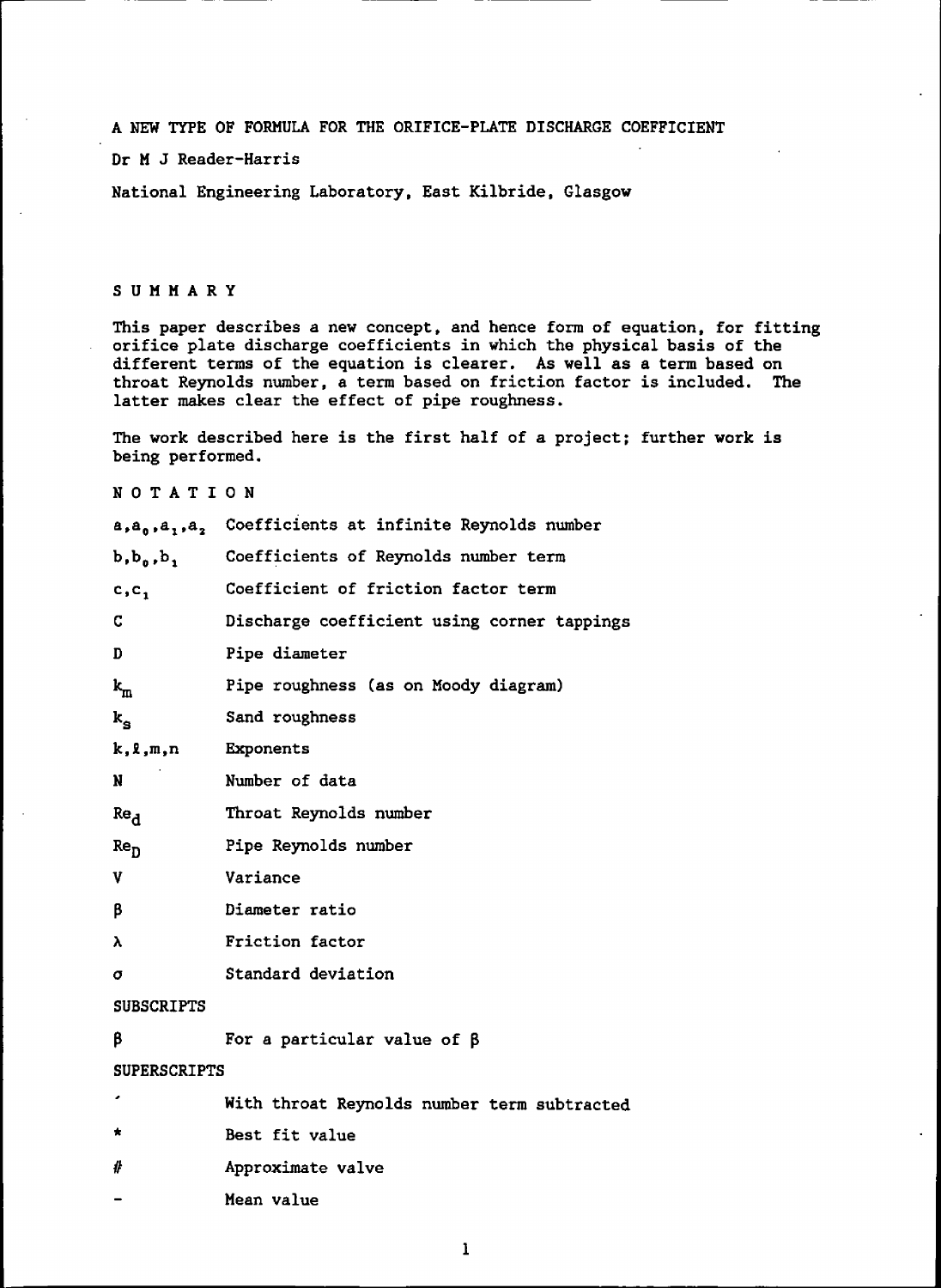# A NEW TYPE OF FORMULA FOR THE ORIFICE-PLATE DISCHARGE COEFFICIENT

Dr M J Reader-Harris

National Engineering Laboratory, East Kilbride, Glasgow

## SUMMARY

This paper describes a new concept, and hence form of equation, for fitting orifice plate discharge coefficients in which the physical basis of the different terms of the equation is clearer. As well as a term based on throat Reynolds number, a term based on friction factor is included. The latter makes clear the effect of pipe roughness.

The work described here is the first half of a project; further work is being performed.

## NOTATION

| | |
|---|---|
| $a, a_0, a_1, a_2$ | Coefficients at infinite Reynolds number |
| $b, b_0, b_1$ | Coefficients of Reynolds number term |
| $c, c_1$ | Coefficient of friction factor term |
| $C$ | Discharge coefficient using corner tappings |
| $D$ | Pipe diameter |
| $k_m$ | Pipe roughness (as on Moody diagram) |
| $k_s$ | Sand roughness |
| $k, \ell, m, n$ | Exponents |
| $N$ | Number of data |
| $Re_d$ | Throat Reynolds number |
| $Re_D$ | Pipe Reynolds number |
| $V$ | Variance |
| $\beta$ | Diameter ratio |
| $\lambda$ | Friction factor |
| $\sigma$ | Standard deviation |

### SUBSCRIPTS

| | |
|---|---|
| $\beta$ | For a particular value of $\beta$ |

### SUPERSCRIPTS

| | |
|---|---|
| $'$ | With throat Reynolds number term subtracted |
| $*$ | Best fit value |
| $\#$ | Approximate valve |
| $-$ | Mean value |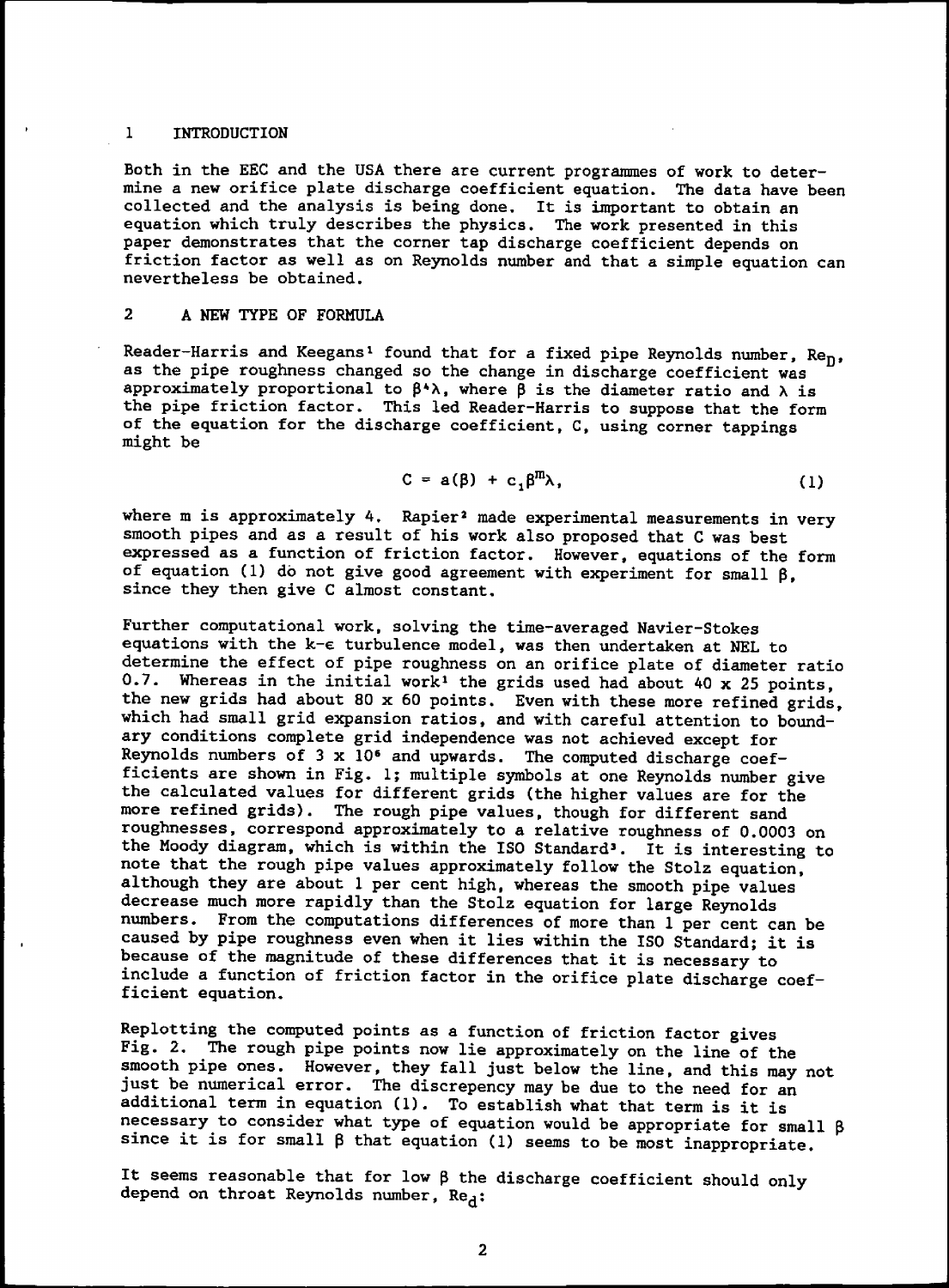## 1 INTRODUCTION

Both in the EEC and the USA there are current programmes of work to determine a new orifice plate discharge coefficient equation. The data have been collected and the analysis is being done. It is important to obtain an equation which truly describes the physics. The work presented in this paper demonstrates that the corner tap discharge coefficient depends on friction factor as well as on Reynolds number and that a simple equation can nevertheless be obtained.

## 2 A NEW TYPE OF FORMULA

Reader-Harris and Keegans[1] found that for a fixed pipe Reynolds number, $Re_D$, as the pipe roughness changed so the change in discharge coefficient was approximately proportional to $\beta^4\lambda$, where $\beta$ is the diameter ratio and $\lambda$ is the pipe friction factor. This led Reader-Harris to suppose that the form of the equation for the discharge coefficient, C, using corner tappings might be

$$C = a(\beta) + c_1\beta^m\lambda, \tag{1}$$

where m is approximately 4. Rapier[2] made experimental measurements in very smooth pipes and as a result of his work also proposed that C was best expressed as a function of friction factor. However, equations of the form of equation (1) do not give good agreement with experiment for small $\beta$, since they then give C almost constant.

Further computational work, solving the time-averaged Navier-Stokes equations with the k-$\epsilon$ turbulence model, was then undertaken at NEL to determine the effect of pipe roughness on an orifice plate of diameter ratio 0.7. Whereas in the initial work[1] the grids used had about 40 x 25 points, the new grids had about 80 x 60 points. Even with these more refined grids, which had small grid expansion ratios, and with careful attention to boundary conditions complete grid independence was not achieved except for Reynolds numbers of $3 \times 10^6$ and upwards. The computed discharge coefficients are shown in Fig. 1; multiple symbols at one Reynolds number give the calculated values for different grids (the higher values are for the more refined grids). The rough pipe values, though for different sand roughnesses, correspond approximately to a relative roughness of 0.0003 on the Moody diagram, which is within the ISO Standard[3]. It is interesting to note that the rough pipe values approximately follow the Stolz equation, although they are about 1 per cent high, whereas the smooth pipe values decrease much more rapidly than the Stolz equation for large Reynolds numbers. From the computations differences of more than 1 per cent can be caused by pipe roughness even when it lies within the ISO Standard; it is because of the magnitude of these differences that it is necessary to include a function of friction factor in the orifice plate discharge coefficient equation.

Replotting the computed points as a function of friction factor gives Fig. 2. The rough pipe points now lie approximately on the line of the smooth pipe ones. However, they fall just below the line, and this may not just be numerical error. The discrepancy may be due to the need for an additional term in equation (1). To establish what that term is it is necessary to consider what type of equation would be appropriate for small $\beta$ since it is for small $\beta$ that equation (1) seems to be most inappropriate.

It seems reasonable that for low $\beta$ the discharge coefficient should only depend on throat Reynolds number, $Re_d$: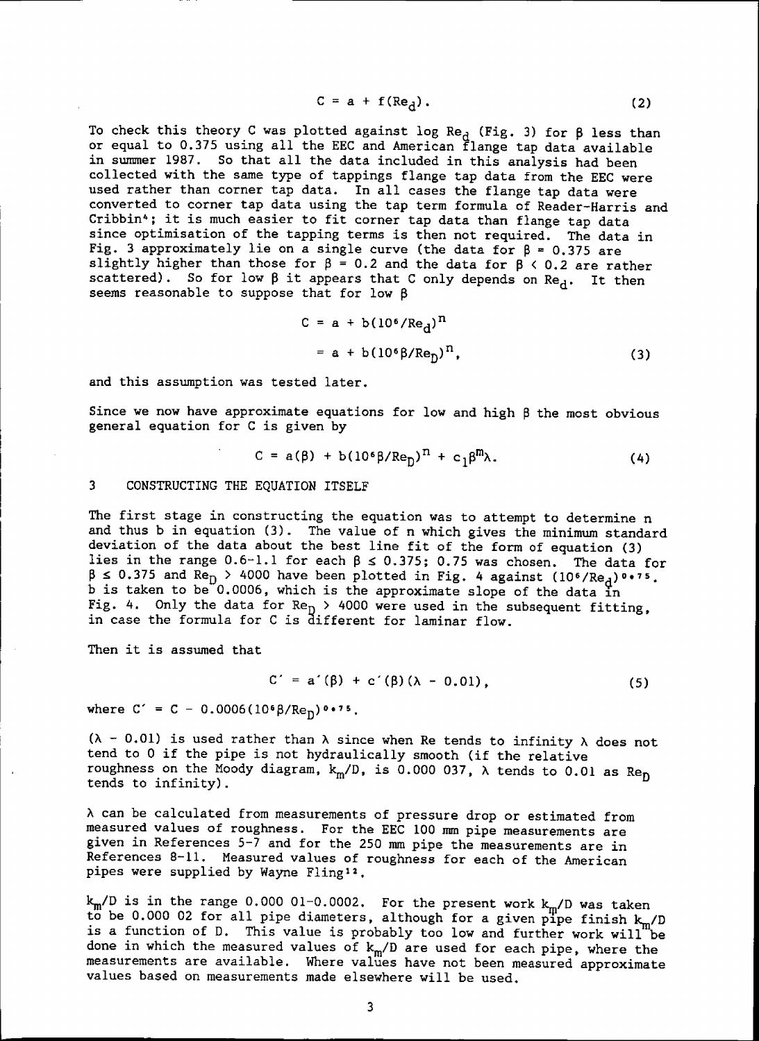$$C = a + f(Re_d). \tag{2}$$

To check this theory C was plotted against log $Re_d$ (Fig. 3) for $\beta$ less than or equal to 0.375 using all the EEC and American flange tap data available in summer 1987. So that all the data included in this analysis had been collected with the same type of tappings flange tap data from the EEC were used rather than corner tap data. In all cases the flange tap data were converted to corner tap data using the tap term formula of Reader-Harris and Cribbin[4]; it is much easier to fit corner tap data than flange tap data since optimisation of the tapping terms is then not required. The data in Fig. 3 approximately lie on a single curve (the data for $\beta = 0.375$ are slightly higher than those for $\beta = 0.2$ and the data for $\beta < 0.2$ are rather scattered). So for low $\beta$ it appears that C only depends on $Re_d$. It then seems reasonable to suppose that for low $\beta$

$$\begin{aligned} C &= a + b(10^6/Re_d)^n \\ &= a + b(10^6\beta/Re_D)^n, \end{aligned} \tag{3}$$

and this assumption was tested later.

Since we now have approximate equations for low and high $\beta$ the most obvious general equation for C is given by

$$C = a(\beta) + b(10^6\beta/Re_D)^n + c_1\beta^m\lambda. \tag{4}$$

## 3 CONSTRUCTING THE EQUATION ITSELF

The first stage in constructing the equation was to attempt to determine n and thus b in equation (3). The value of n which gives the minimum standard deviation of the data about the best line fit of the form of equation (3) lies in the range 0.6-1.1 for each $\beta \leq 0.375$; 0.75 was chosen. The data for $\beta \leq 0.375$ and $Re_D > 4000$ have been plotted in Fig. 4 against $(10^6/Re_d)^{0.75}$. b is taken to be 0.0006, which is the approximate slope of the data in Fig. 4. Only the data for $Re_D > 4000$ were used in the subsequent fitting, in case the formula for C is different for laminar flow.

Then it is assumed that

$$C' = a'(\beta) + c'(\beta)(\lambda - 0.01), \tag{5}$$

where $C' = C - 0.0006(10^6\beta/Re_D)^{0.75}$.

$(\lambda - 0.01)$ is used rather than $\lambda$ since when Re tends to infinity $\lambda$ does not tend to 0 if the pipe is not hydraulically smooth (if the relative roughness on the Moody diagram, $k_m/D$, is 0.000 037, $\lambda$ tends to 0.01 as $Re_D$ tends to infinity).

$\lambda$ can be calculated from measurements of pressure drop or estimated from measured values of roughness. For the EEC 100 mm pipe measurements are given in References 5-7 and for the 250 mm pipe the measurements are in References 8-11. Measured values of roughness for each of the American pipes were supplied by Wayne Fling[12].

$k_m/D$ is in the range 0.000 01-0.0002. For the present work $k_m/D$ was taken to be 0.000 02 for all pipe diameters, although for a given pipe finish $k_m/D$ is a function of D. This value is probably too low and further work will be done in which the measured values of $k_m/D$ are used for each pipe, where the measurements are available. Where values have not been measured approximate values based on measurements made elsewhere will be used.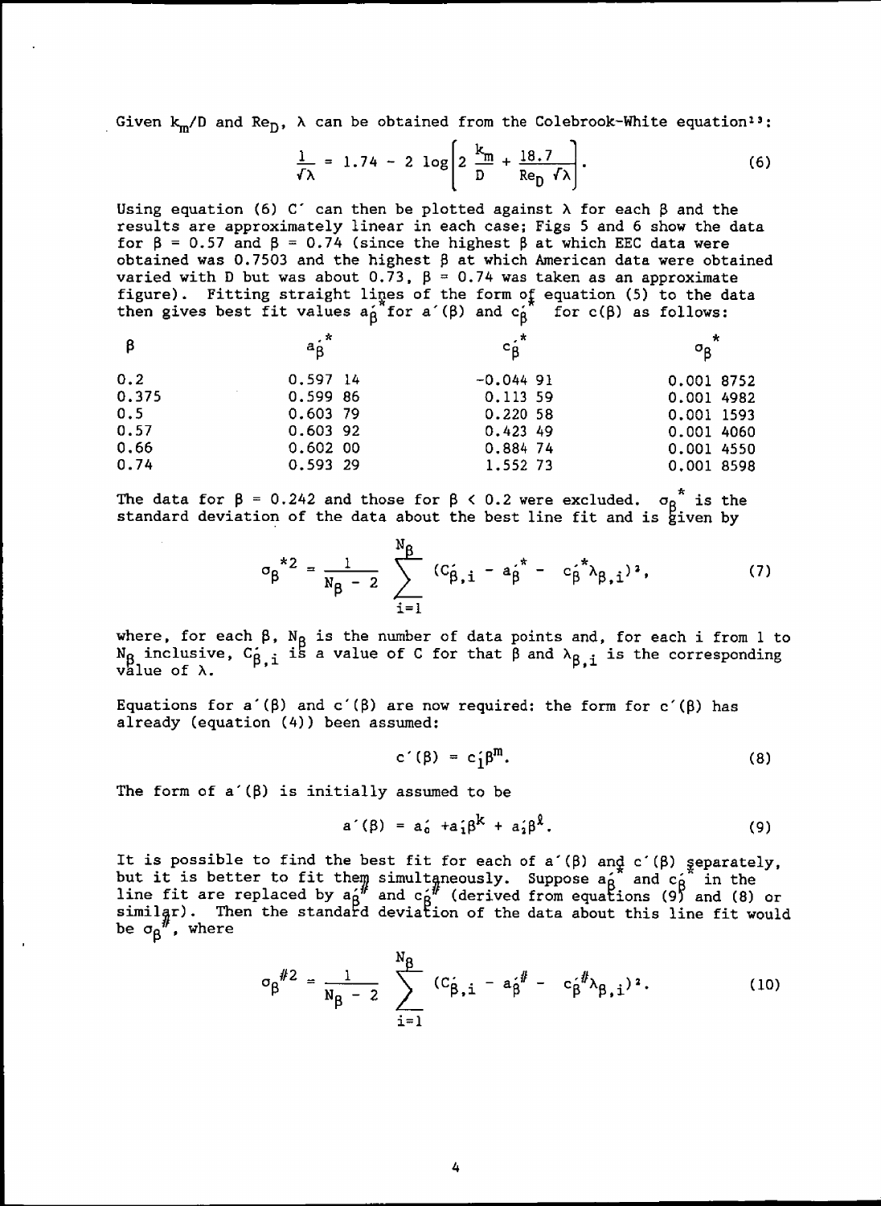Given $k_m/D$ and $Re_D$, $\lambda$ can be obtained from the Colebrook-White equation[13]:

$$\frac{1}{\sqrt{\lambda}} = 1.74 - 2 \log\left[2 \frac{k_m}{D} + \frac{18.7}{Re_D \sqrt{\lambda}}\right]. \tag{6}$$

Using equation (6) $C'$ can then be plotted against $\lambda$ for each $\beta$ and the results are approximately linear in each case; Figs 5 and 6 show the data for $\beta = 0.57$ and $\beta = 0.74$ (since the highest $\beta$ at which EEC data were obtained was 0.7503 and the highest $\beta$ at which American data were obtained varied with D but was about 0.73, $\beta = 0.74$ was taken as an approximate figure). Fitting straight lines of the form of equation (5) to the data then gives best fit values $a_\beta'^*$ for $a'(\beta)$ and $c_\beta'^*$ for $c(\beta)$ as follows:

| $\beta$ | $a_\beta'^*$ | $c_\beta'^*$ | $\sigma_\beta^*$ |
|---|---|---|---|
| 0.2 | 0.597 14 | −0.044 91 | 0.001 8752 |
| 0.375 | 0.599 86 | 0.113 59 | 0.001 4982 |
| 0.5 | 0.603 79 | 0.220 58 | 0.001 1593 |
| 0.57 | 0.603 92 | 0.423 49 | 0.001 4060 |
| 0.66 | 0.602 00 | 0.884 74 | 0.001 4550 |
| 0.74 | 0.593 29 | 1.552 73 | 0.001 8598 |

The data for $\beta = 0.242$ and those for $\beta < 0.2$ were excluded. $\sigma_\beta^*$ is the standard deviation of the data about the best line fit and is given by

$$\sigma_\beta^{*2} = \frac{1}{N_\beta - 2} \sum_{i=1}^{N_\beta} (C_{\beta,i}' - a_\beta'^* - c_\beta'^* \lambda_{\beta,i})^2, \tag{7}$$

where, for each $\beta$, $N_\beta$ is the number of data points and, for each i from 1 to $N_\beta$ inclusive, $C_{\beta,i}'$ is a value of C for that $\beta$ and $\lambda_{\beta,i}$ is the corresponding value of $\lambda$.

Equations for $a'(\beta)$ and $c'(\beta)$ are now required: the form for $c'(\beta)$ has already (equation (4)) been assumed:

$$c'(\beta) = c_1'\beta^m. \tag{8}$$

The form of $a'(\beta)$ is initially assumed to be

$$a'(\beta) = a_0' + a_1'\beta^k + a_2'\beta^\ell. \tag{9}$$

It is possible to find the best fit for each of $a'(\beta)$ and $c'(\beta)$ separately, but it is better to fit them simultaneously. Suppose $a_\beta'^*$ and $c_\beta'^*$ in the line fit are replaced by $a_\beta'^\#$ and $c_\beta'^\#$ (derived from equations (9) and (8) or similar). Then the standard deviation of the data about this line fit would be $\sigma_\beta^\#$, where

$$\sigma_\beta^{\#2} = \frac{1}{N_\beta - 2} \sum_{i=1}^{N_\beta} (C_{\beta,i}' - a_\beta'^\# - c_\beta'^\# \lambda_{\beta,i})^2. \tag{10}$$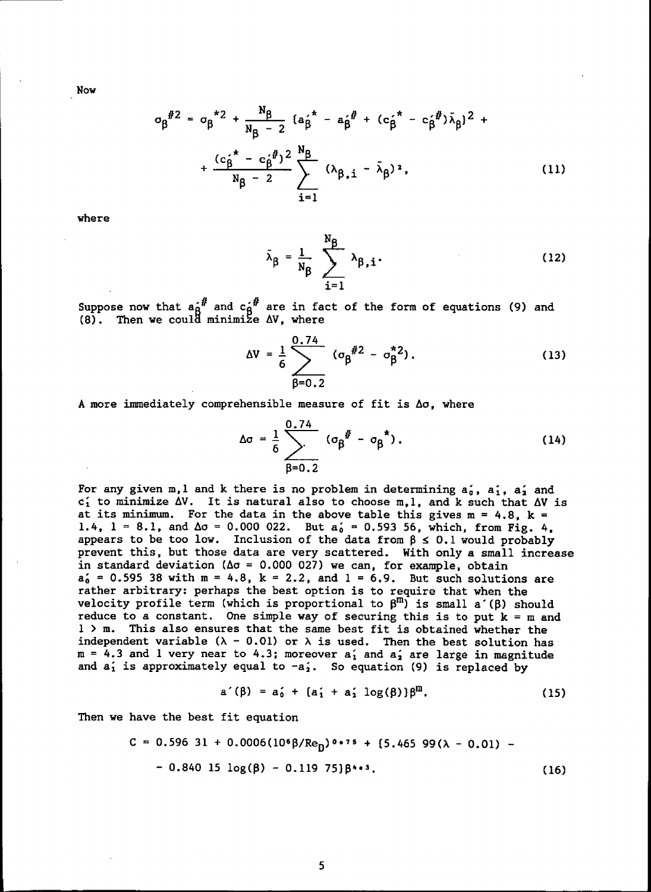Now

$$\sigma_\beta^{\#2} = \sigma_\beta^{*2} + \frac{N_\beta}{N_\beta - 2} \{a_\beta'^{*} - a_\beta'^{\#} + (c_\beta'^{*} - c_\beta'^{\#})\bar{\lambda}_\beta\}^2 + \\ + \frac{(c_\beta'^{*} - c_\beta'^{\#})^2}{N_\beta - 2} \sum_{i=1}^{N_\beta} (\lambda_{\beta,i} - \bar{\lambda}_\beta)^2, \tag{11}$$

where

$$\bar{\lambda}_\beta = \frac{1}{N_\beta} \sum_{i=1}^{N_\beta} \lambda_{\beta,i}. \tag{12}$$

Suppose now that $a_\beta'^{\#}$ and $c_\beta'^{\#}$ are in fact of the form of equations (9) and (8). Then we could minimize $\Delta V$, where

$$\Delta V = \frac{1}{6} \sum_{\beta=0.2}^{0.74} (\sigma_\beta^{\#2} - \sigma_\beta^{*2}). \tag{13}$$

A more immediately comprehensible measure of fit is $\Delta\sigma$, where

$$\Delta\sigma = \frac{1}{6} \sum_{\beta=0.2}^{0.74} (\sigma_\beta^{\#} - \sigma_\beta^{*}). \tag{14}$$

For any given m,l and k there is no problem in determining $a_0'$, $a_1'$, $a_2'$ and $c_1'$ to minimize $\Delta V$. It is natural also to choose m,l, and k such that $\Delta V$ is at its minimum. For the data in the above table this gives $m = 4.8$, $k = 1.4$, $l = 8.1$, and $\Delta\sigma = 0.000\,022$. But $a_0' = 0.593\,56$, which, from Fig. 4, appears to be too low. Inclusion of the data from $\beta \le 0.1$ would probably prevent this, but those data are very scattered. With only a small increase in standard deviation ($\Delta\sigma = 0.000\,027$) we can, for example, obtain $a_0' = 0.595\,38$ with $m = 4.8$, $k = 2.2$, and $l = 6.9$. But such solutions are rather arbitrary: perhaps the best option is to require that when the velocity profile term (which is proportional to $\beta^m$) is small $a'(\beta)$ should reduce to a constant. One simple way of securing this is to put $k = m$ and $l > m$. This also ensures that the same best fit is obtained whether the independent variable ($\lambda - 0.01$) or $\lambda$ is used. Then the best solution has $m = 4.3$ and l very near to 4.3; moreover $a_1'$ and $a_2'$ are large in magnitude and $a_1'$ is approximately equal to $-a_2'$. So equation (9) is replaced by

$$a'(\beta) = a_0' + \{a_1' + a_2' \log(\beta)\}\beta^m. \tag{15}$$

Then we have the best fit equation

$$C = 0.596\,31 + 0.0006(10^6\beta/Re_D)^{0.75} + \{5.465\,99(\lambda - 0.01) - \\ - 0.840\,15 \log(\beta) - 0.119\,75\}\beta^{4.3}. \tag{16}$$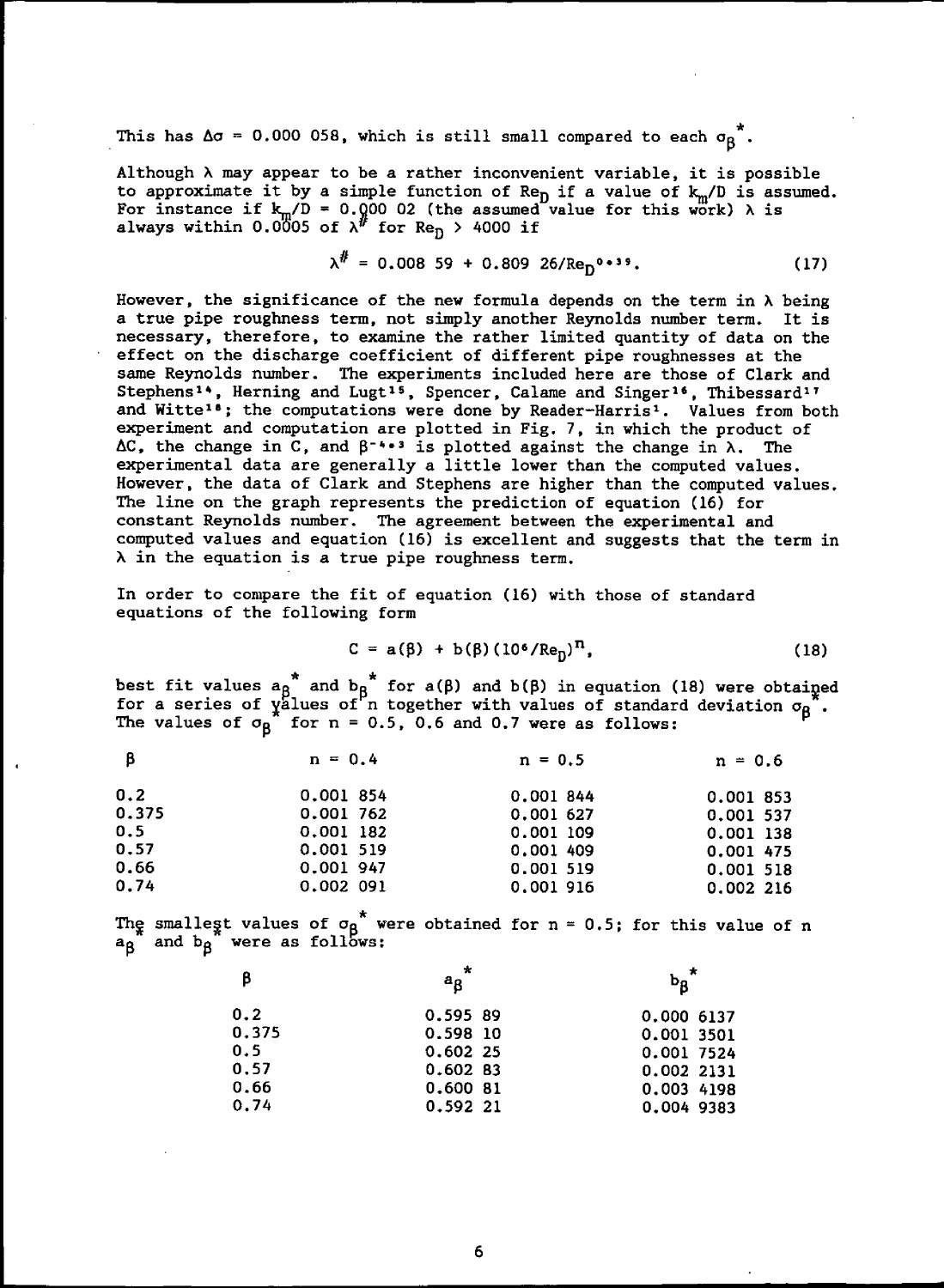This has $\Delta\sigma = 0.000\ 058$, which is still small compared to each $\sigma_\beta^*$.

Although $\lambda$ may appear to be a rather inconvenient variable, it is possible to approximate it by a simple function of $Re_D$ if a value of $k_m/D$ is assumed. For instance if $k_m/D = 0.000\ 02$ (the assumed value for this work) $\lambda$ is always within 0.0005 of $\lambda^\#$ for $Re_D > 4000$ if

$$\lambda^\# = 0.008\ 59 + 0.809\ 26/Re_D^{0.39}. \qquad (17)$$

However, the significance of the new formula depends on the term in $\lambda$ being a true pipe roughness term, not simply another Reynolds number term. It is necessary, therefore, to examine the rather limited quantity of data on the effect on the discharge coefficient of different pipe roughnesses at the same Reynolds number. The experiments included here are those of Clark and Stephens[14], Herning and Lugt[15], Spencer, Calame and Singer[16], Thibessard[17] and Witte[18]; the computations were done by Reader-Harris[1]. Values from both experiment and computation are plotted in Fig. 7, in which the product of $\Delta C$, the change in C, and $\beta^{-4.3}$ is plotted against the change in $\lambda$. The experimental data are generally a little lower than the computed values. However, the data of Clark and Stephens are higher than the computed values. The line on the graph represents the prediction of equation (16) for constant Reynolds number. The agreement between the experimental and computed values and equation (16) is excellent and suggests that the term in $\lambda$ in the equation is a true pipe roughness term.

In order to compare the fit of equation (16) with those of standard equations of the following form

$$C = a(\beta) + b(\beta)(10^6/Re_D)^n, \qquad (18)$$

best fit values $a_\beta^*$ and $b_\beta^*$ for $a(\beta)$ and $b(\beta)$ in equation (18) were obtained for a series of values of n together with values of standard deviation $\sigma_\beta^*$. The values of $\sigma_\beta^*$ for n = 0.5, 0.6 and 0.7 were as follows:

| $\beta$ | n = 0.4 | n = 0.5 | n = 0.6 |
|---|---|---|---|
| 0.2 | 0.001 854 | 0.001 844 | 0.001 853 |
| 0.375 | 0.001 762 | 0.001 627 | 0.001 537 |
| 0.5 | 0.001 182 | 0.001 109 | 0.001 138 |
| 0.57 | 0.001 519 | 0.001 409 | 0.001 475 |
| 0.66 | 0.001 947 | 0.001 519 | 0.001 518 |
| 0.74 | 0.002 091 | 0.001 916 | 0.002 216 |

The smallest values of $\sigma_\beta^*$ were obtained for n = 0.5; for this value of n $a_\beta^*$ and $b_\beta^*$ were as follows:

| $\beta$ | $a_\beta^*$ | $b_\beta^*$ |
|---|---|---|
| 0.2 | 0.595 89 | 0.000 6137 |
| 0.375 | 0.598 10 | 0.001 3501 |
| 0.5 | 0.602 25 | 0.001 7524 |
| 0.57 | 0.602 83 | 0.002 2131 |
| 0.66 | 0.600 81 | 0.003 4198 |
| 0.74 | 0.592 21 | 0.004 9383 |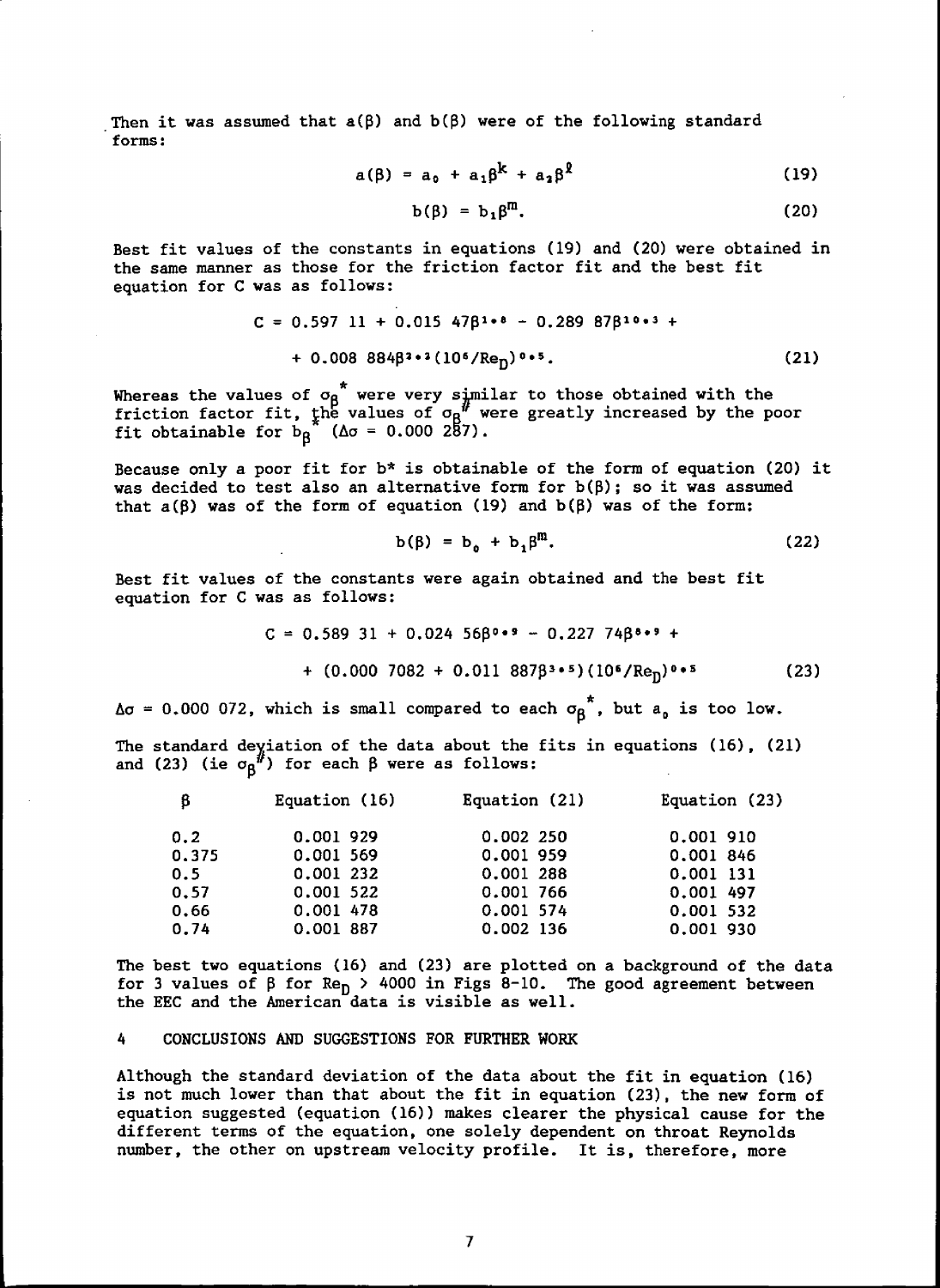Then it was assumed that $a(\beta)$ and $b(\beta)$ were of the following standard forms:

$$a(\beta) = a_0 + a_1\beta^k + a_2\beta^\ell \tag{19}$$

$$b(\beta) = b_1\beta^m. \tag{20}$$

Best fit values of the constants in equations (19) and (20) were obtained in the same manner as those for the friction factor fit and the best fit equation for C was as follows:

$$C = 0.597\ 11 + 0.015\ 47\beta^{1.8} - 0.289\ 87\beta^{10.3} + \\ + 0.008\ 884\beta^{2.2}(10^6/Re_D)^{0.5}. \tag{21}$$

Whereas the values of $\sigma_\beta^*$ were very similar to those obtained with the friction factor fit, the values of $\sigma_\beta^{\#}$ were greatly increased by the poor fit obtainable for $b_\beta^*$ ($\Delta\sigma = 0.000\ 287$).

Because only a poor fit for b* is obtainable of the form of equation (20) it was decided to test also an alternative form for $b(\beta)$; so it was assumed that $a(\beta)$ was of the form of equation (19) and $b(\beta)$ was of the form:

$$b(\beta) = b_0 + b_1\beta^m. \tag{22}$$

Best fit values of the constants were again obtained and the best fit equation for C was as follows:

$$C = 0.589\ 31 + 0.024\ 56\beta^{0.9} - 0.227\ 74\beta^{8.9} + \\ + (0.000\ 7082 + 0.011\ 887\beta^{3.5})(10^6/Re_D)^{0.5} \tag{23}$$

$\Delta\sigma = 0.000\ 072$, which is small compared to each $\sigma_\beta^*$, but $a_0$ is too low.

The standard deviation of the data about the fits in equations (16), (21) and (23) (ie $\sigma_\beta^{\#}$) for each β were as follows:

| β | Equation (16) | Equation (21) | Equation (23) |
|---|---|---|---|
| 0.2 | 0.001 929 | 0.002 250 | 0.001 910 |
| 0.375 | 0.001 569 | 0.001 959 | 0.001 846 |
| 0.5 | 0.001 232 | 0.001 288 | 0.001 131 |
| 0.57 | 0.001 522 | 0.001 766 | 0.001 497 |
| 0.66 | 0.001 478 | 0.001 574 | 0.001 532 |
| 0.74 | 0.001 887 | 0.002 136 | 0.001 930 |

The best two equations (16) and (23) are plotted on a background of the data for 3 values of β for $Re_D > 4000$ in Figs 8-10. The good agreement between the EEC and the American data is visible as well.

## 4 CONCLUSIONS AND SUGGESTIONS FOR FURTHER WORK

Although the standard deviation of the data about the fit in equation (16) is not much lower than that about the fit in equation (23), the new form of equation suggested (equation (16)) makes clearer the physical cause for the different terms of the equation, one solely dependent on throat Reynolds number, the other on upstream velocity profile. It is, therefore, more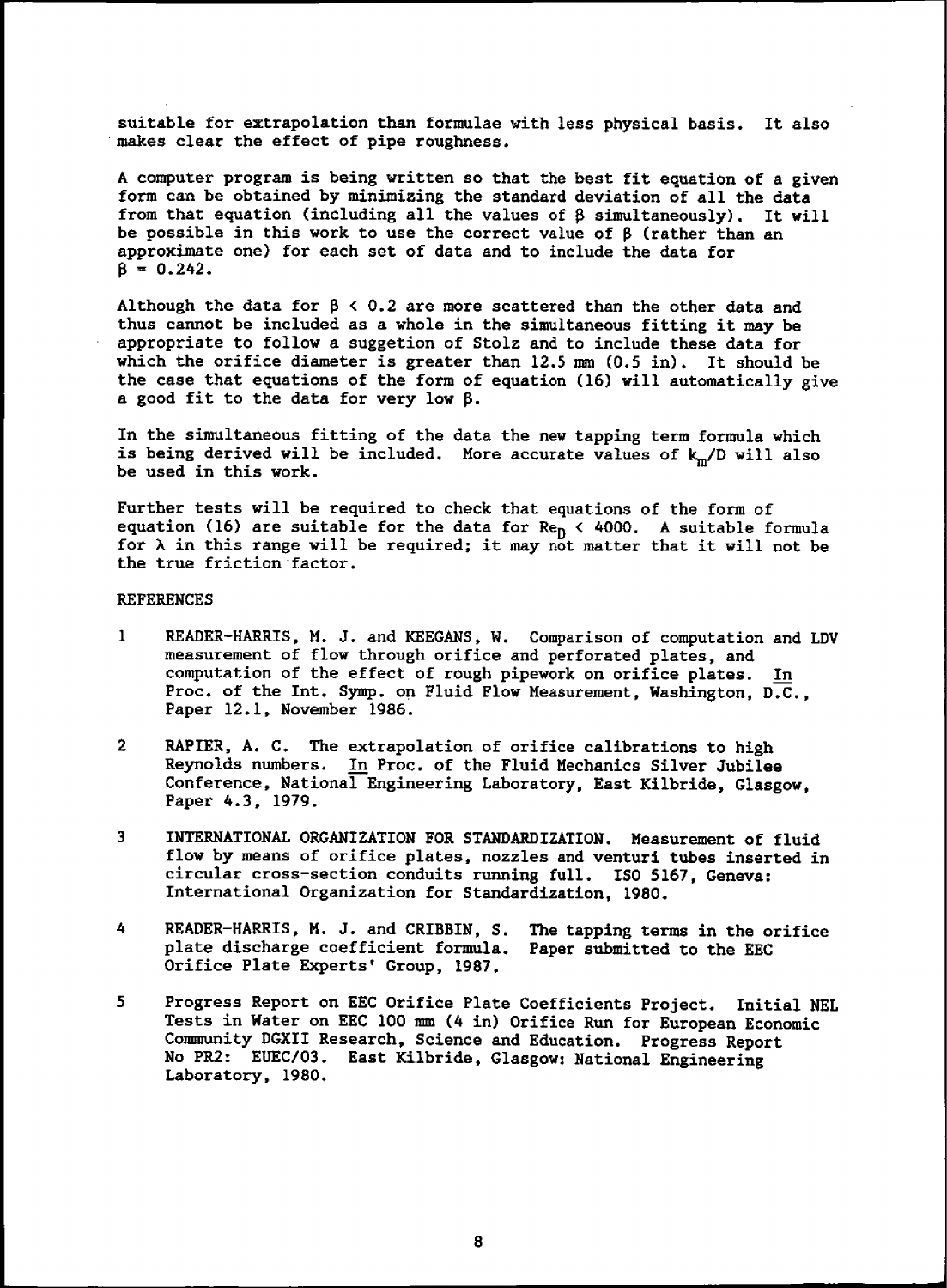suitable for extrapolation than formulae with less physical basis. It also makes clear the effect of pipe roughness.

A computer program is being written so that the best fit equation of a given form can be obtained by minimizing the standard deviation of all the data from that equation (including all the values of $\beta$ simultaneously). It will be possible in this work to use the correct value of $\beta$ (rather than an approximate one) for each set of data and to include the data for $\beta = 0.242$.

Although the data for $\beta < 0.2$ are more scattered than the other data and thus cannot be included as a whole in the simultaneous fitting it may be appropriate to follow a suggetion of Stolz and to include these data for which the orifice diameter is greater than 12.5 mm (0.5 in). It should be the case that equations of the form of equation (16) will automatically give a good fit to the data for very low $\beta$.

In the simultaneous fitting of the data the new tapping term formula which is being derived will be included. More accurate values of $k_m/D$ will also be used in this work.

Further tests will be required to check that equations of the form of equation (16) are suitable for the data for $Re_D < 4000$. A suitable formula for $\lambda$ in this range will be required; it may not matter that it will not be the true friction factor.

REFERENCES

1 READER-HARRIS, M. J. and KEEGANS, W. Comparison of computation and LDV measurement of flow through orifice and perforated plates, and computation of the effect of rough pipework on orifice plates. In Proc. of the Int. Symp. on Fluid Flow Measurement, Washington, D.C., Paper 12.1, November 1986.

2 RAPIER, A. C. The extrapolation of orifice calibrations to high Reynolds numbers. In Proc. of the Fluid Mechanics Silver Jubilee Conference, National Engineering Laboratory, East Kilbride, Glasgow, Paper 4.3, 1979.

3 INTERNATIONAL ORGANIZATION FOR STANDARDIZATION. Measurement of fluid flow by means of orifice plates, nozzles and venturi tubes inserted in circular cross-section conduits running full. ISO 5167, Geneva: International Organization for Standardization, 1980.

4 READER-HARRIS, M. J. and CRIBBIN, S. The tapping terms in the orifice plate discharge coefficient formula. Paper submitted to the EEC Orifice Plate Experts' Group, 1987.

5 Progress Report on EEC Orifice Plate Coefficients Project. Initial NEL Tests in Water on EEC 100 mm (4 in) Orifice Run for European Economic Community DGXII Research, Science and Education. Progress Report No PR2: EUEC/03. East Kilbride, Glasgow: National Engineering Laboratory, 1980.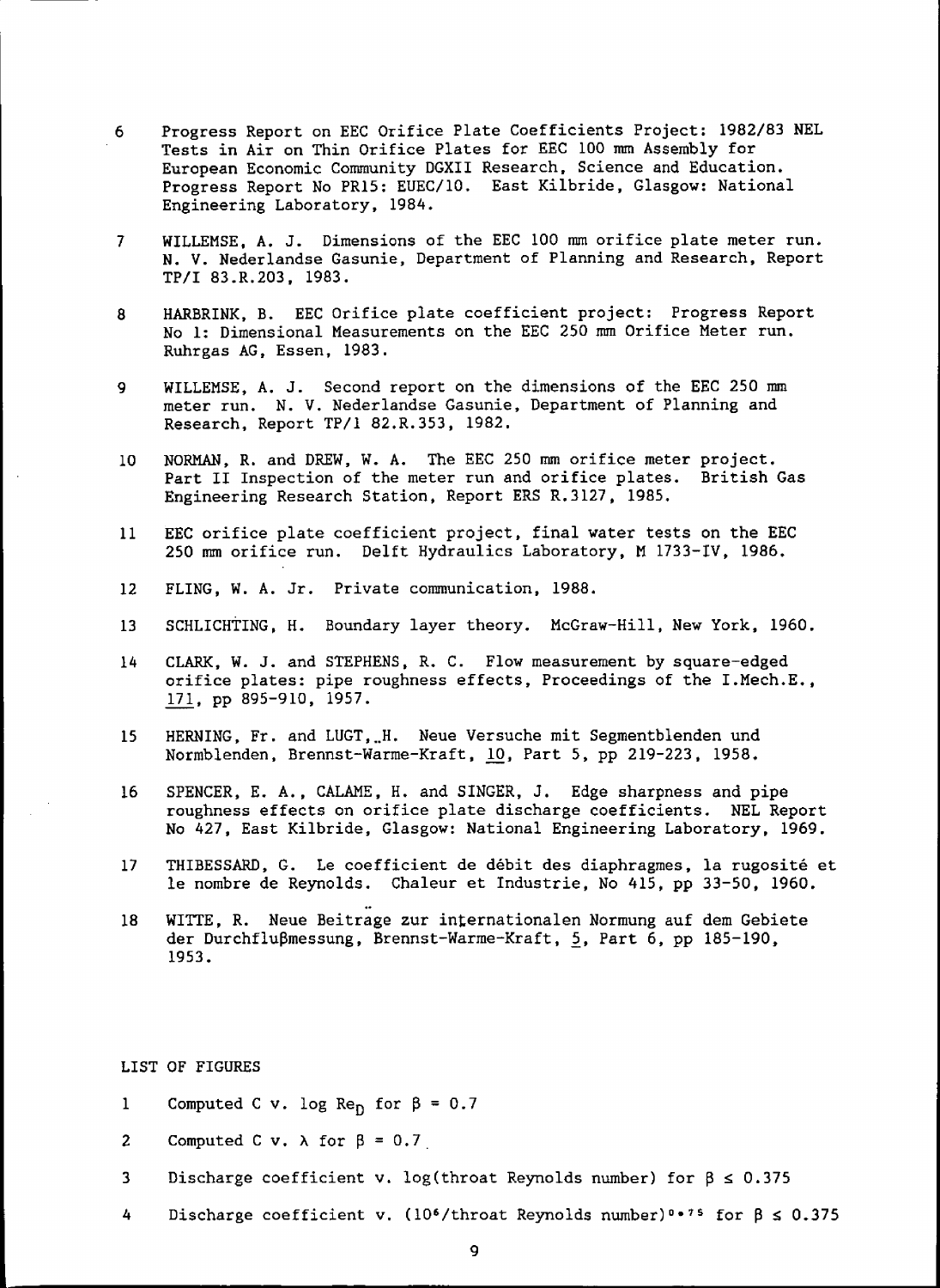6 Progress Report on EEC Orifice Plate Coefficients Project: 1982/83 NEL Tests in Air on Thin Orifice Plates for EEC 100 mm Assembly for European Economic Community DGXII Research, Science and Education. Progress Report No PR15: EUEC/10. East Kilbride, Glasgow: National Engineering Laboratory, 1984.

7 WILLEMSE, A. J. Dimensions of the EEC 100 mm orifice plate meter run. N. V. Nederlandse Gasunie, Department of Planning and Research, Report TP/I 83.R.203, 1983.

8 HARBRINK, B. EEC Orifice plate coefficient project: Progress Report No 1: Dimensional Measurements on the EEC 250 mm Orifice Meter run. Ruhrgas AG, Essen, 1983.

9 WILLEMSE, A. J. Second report on the dimensions of the EEC 250 mm meter run. N. V. Nederlandse Gasunie, Department of Planning and Research, Report TP/1 82.R.353, 1982.

10 NORMAN, R. and DREW, W. A. The EEC 250 mm orifice meter project. Part II Inspection of the meter run and orifice plates. British Gas Engineering Research Station, Report ERS R.3127, 1985.

11 EEC orifice plate coefficient project, final water tests on the EEC 250 mm orifice run. Delft Hydraulics Laboratory, M 1733-IV, 1986.

12 FLING, W. A. Jr. Private communication, 1988.

13 SCHLICHTING, H. Boundary layer theory. McGraw-Hill, New York, 1960.

14 CLARK, W. J. and STEPHENS, R. C. Flow measurement by square-edged orifice plates: pipe roughness effects, Proceedings of the I.Mech.E., 171, pp 895-910, 1957.

15 HERNING, Fr. and LUGT, H. Neue Versuche mit Segmentblenden und Normblenden, Brennst-Warme-Kraft, 10, Part 5, pp 219-223, 1958.

16 SPENCER, E. A., CALAME, H. and SINGER, J. Edge sharpness and pipe roughness effects on orifice plate discharge coefficients. NEL Report No 427, East Kilbride, Glasgow: National Engineering Laboratory, 1969.

17 THIBESSARD, G. Le coefficient de débit des diaphragmes, la rugosité et le nombre de Reynolds. Chaleur et Industrie, No 415, pp 33-50, 1960.

18 WITTE, R. Neue Beiträge zur internationalen Normung auf dem Gebiete der Durchflußmessung, Brennst-Warme-Kraft, 5, Part 6, pp 185-190, 1953.

## LIST OF FIGURES

1 Computed C v. log $Re_D$ for $\beta = 0.7$

2 Computed C v. $\lambda$ for $\beta = 0.7$

3 Discharge coefficient v. log(throat Reynolds number) for $\beta \leq 0.375$

4 Discharge coefficient v. $(10^6/\text{throat Reynolds number})^{0.75}$ for $\beta \leq 0.375$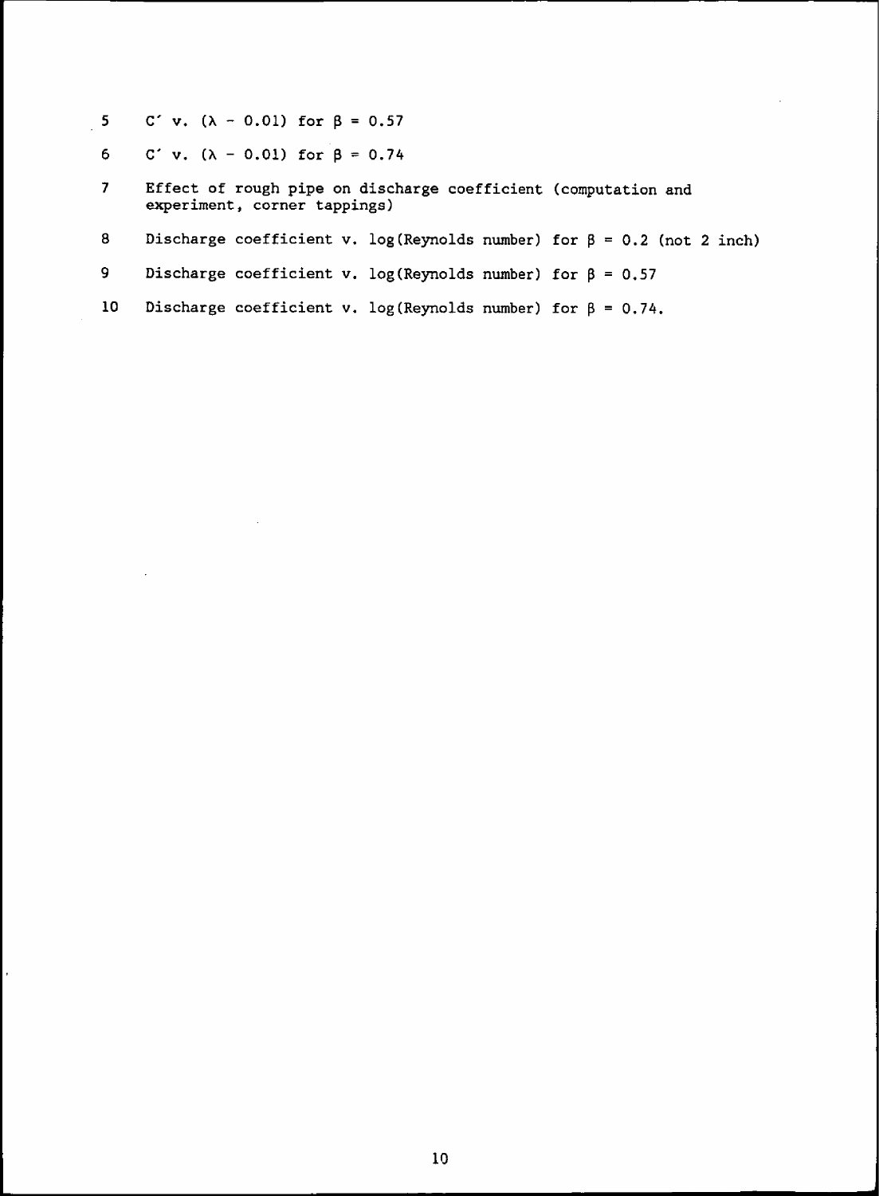5 $C'$ v. $(\lambda - 0.01)$ for $\beta = 0.57$

6 $C'$ v. $(\lambda - 0.01)$ for $\beta = 0.74$

7 Effect of rough pipe on discharge coefficient (computation and experiment, corner tappings)

8 Discharge coefficient v. log(Reynolds number) for $\beta = 0.2$ (not 2 inch)

9 Discharge coefficient v. log(Reynolds number) for $\beta = 0.57$

10 Discharge coefficient v. log(Reynolds number) for $\beta = 0.74$.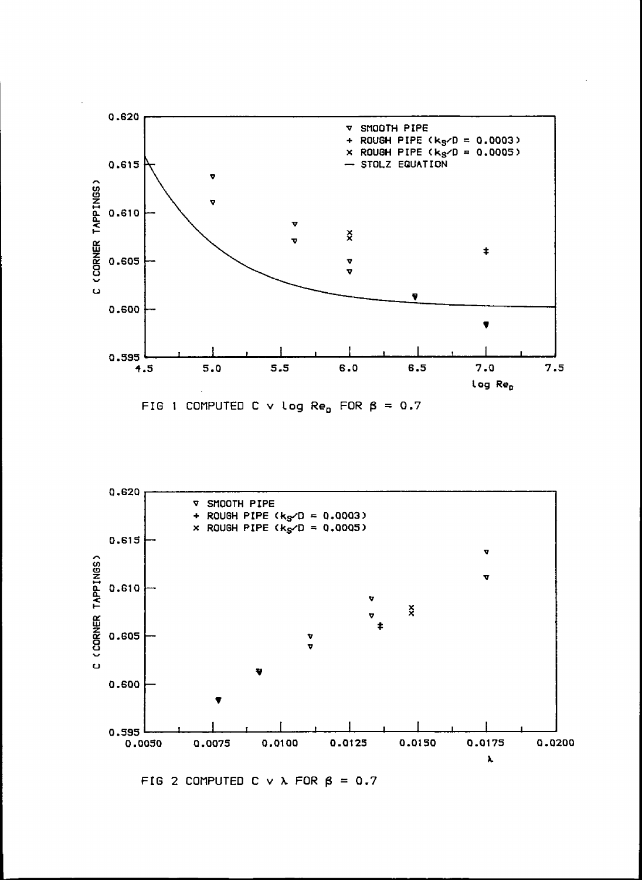FIG 1 COMPUTED C v $\log Re_D$ FOR $\beta = 0.7$

FIG 2 COMPUTED C v $\lambda$ FOR $\beta = 0.7$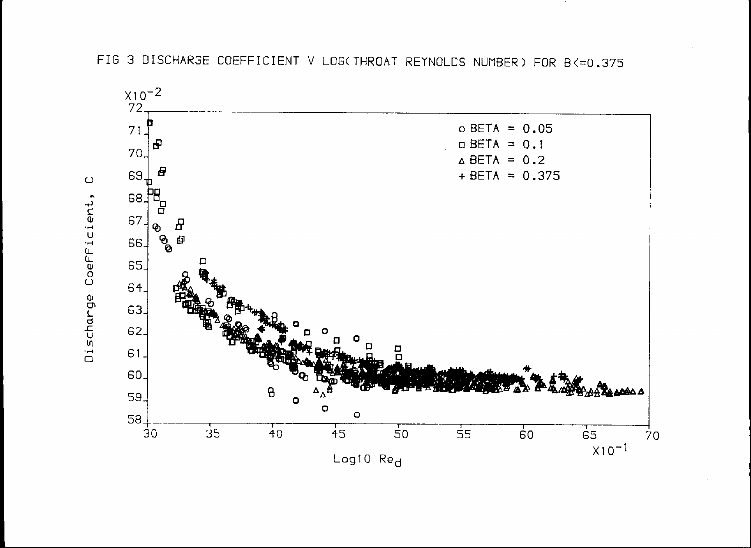FIG 3 DISCHARGE COEFFICIENT V LOG(THROAT REYNOLDS NUMBER) FOR B<=0.375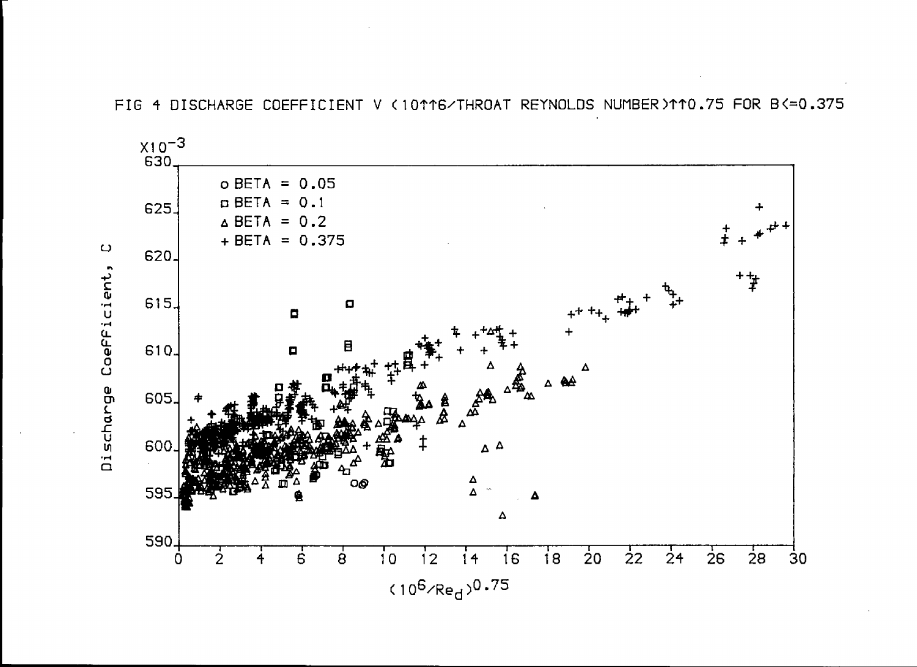FIG 4 DISCHARGE COEFFICIENT V (10↑↑6/THROAT REYNOLDS NUMBER)↑↑0.75 FOR B<=0.375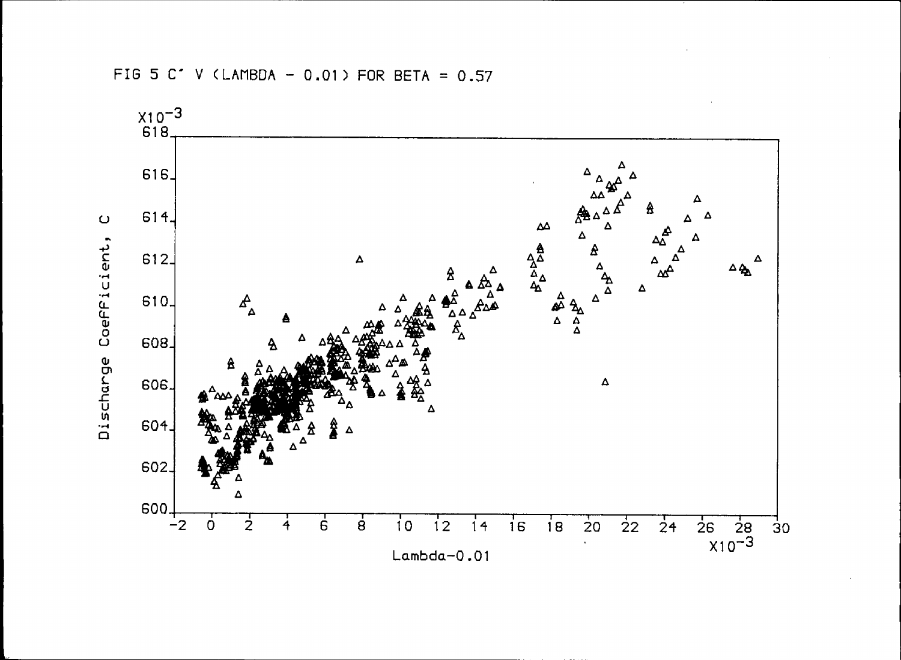FIG 5 C' V (LAMBDA - 0.01) FOR BETA = 0.57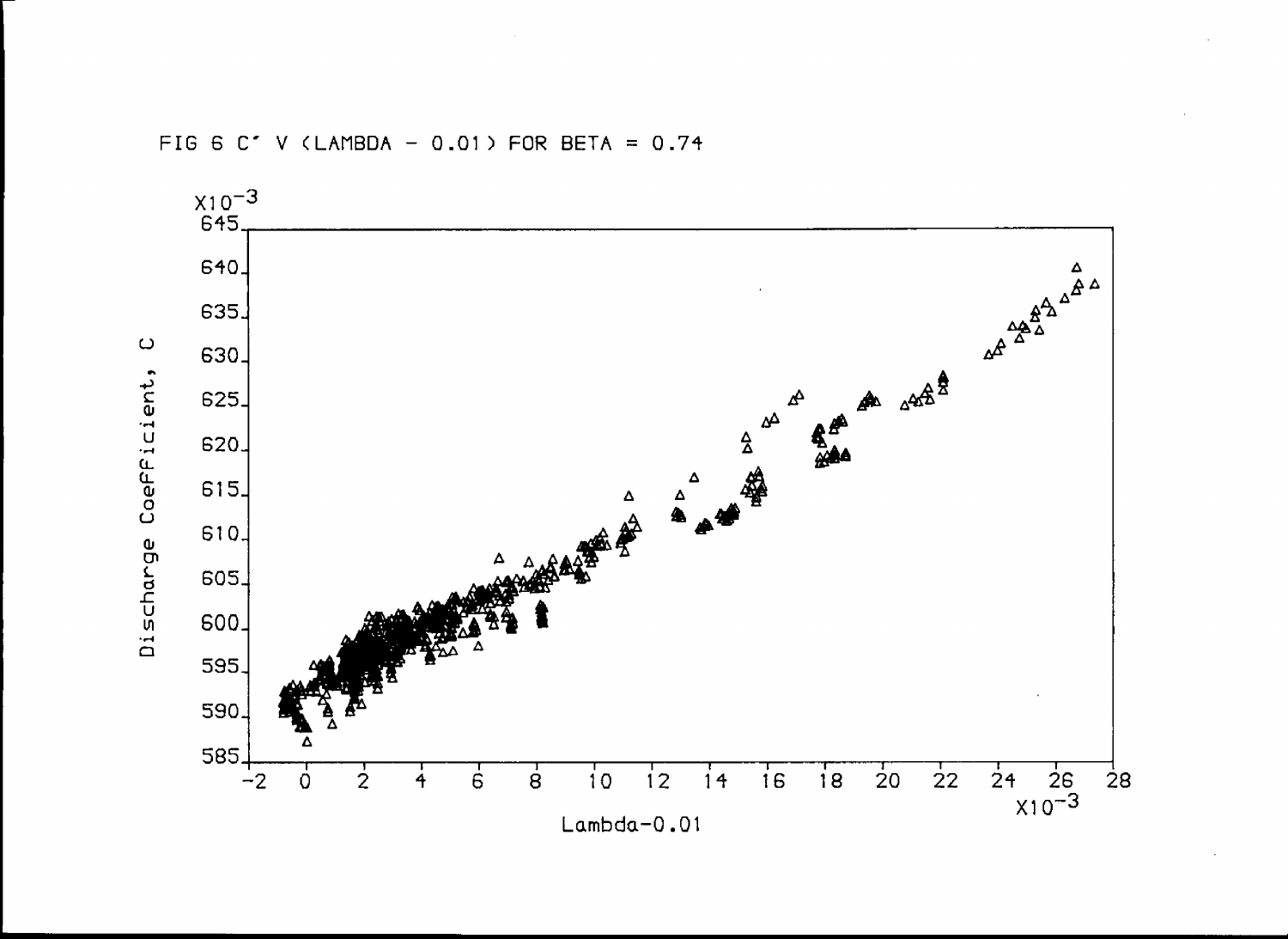FIG 6 C´ V (LAMBDA − 0.01) FOR BETA = 0.74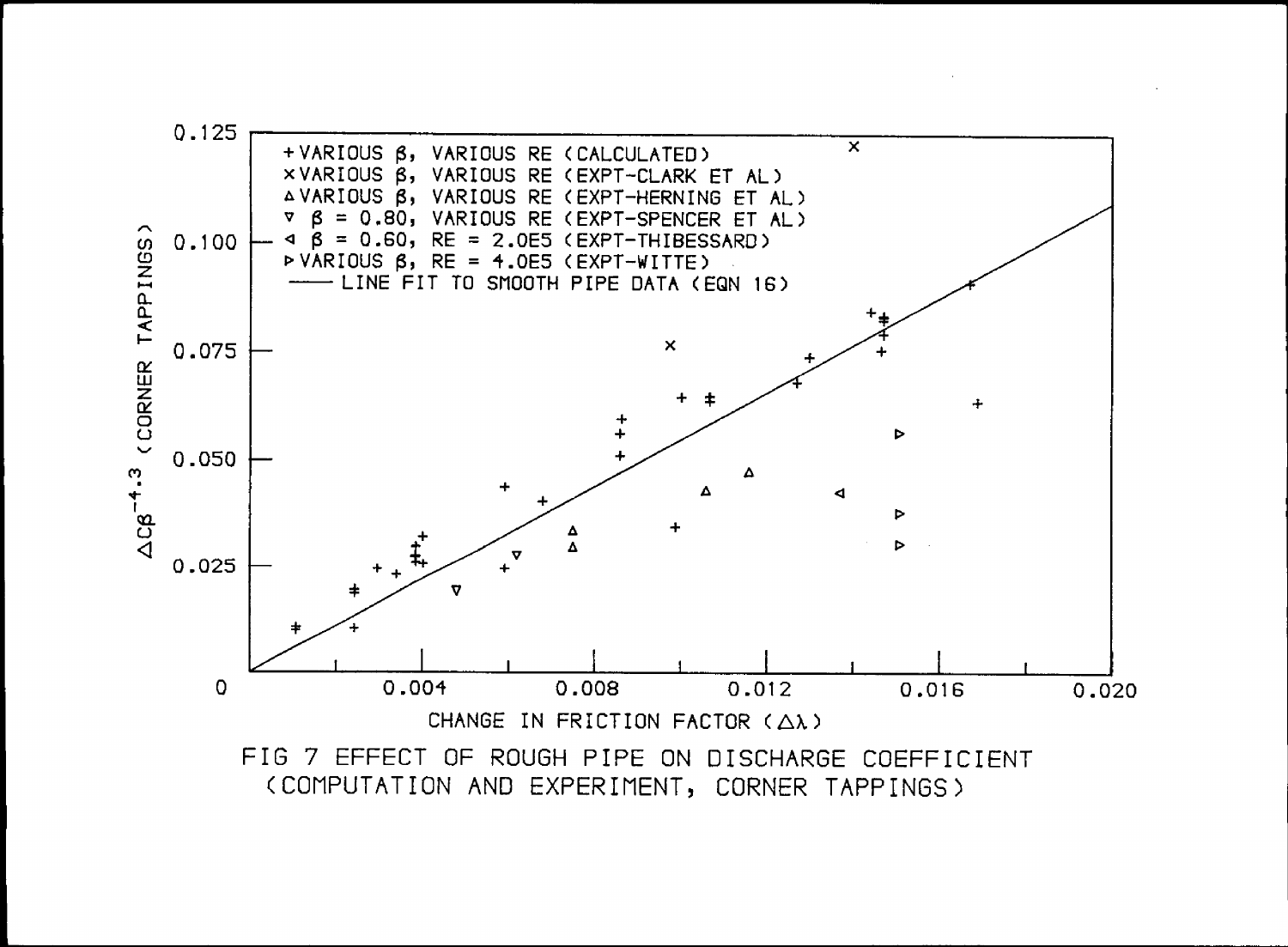FIG 7 EFFECT OF ROUGH PIPE ON DISCHARGE COEFFICIENT (COMPUTATION AND EXPERIMENT, CORNER TAPPINGS)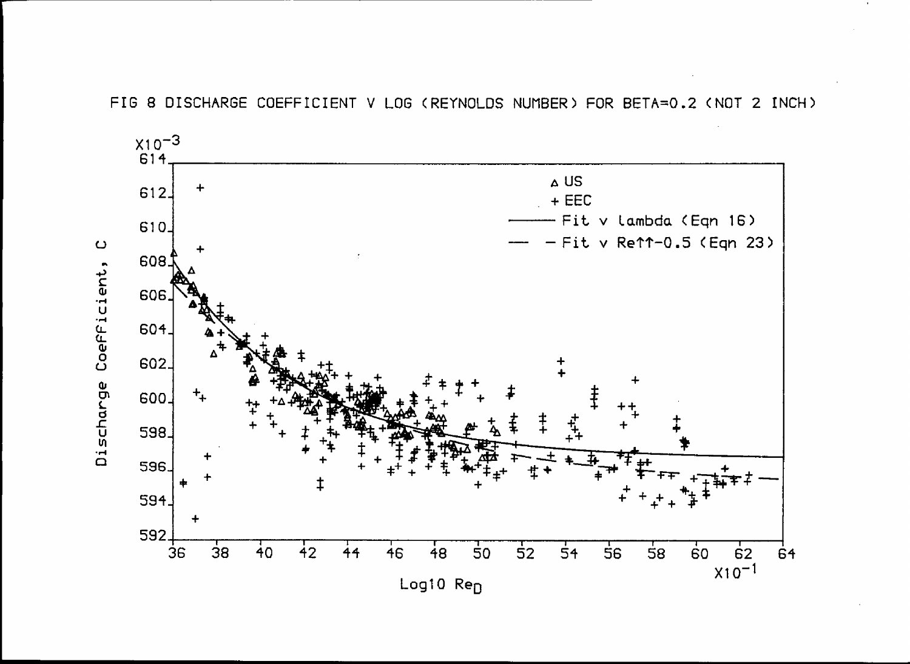FIG 8 DISCHARGE COEFFICIENT V LOG (REYNOLDS NUMBER) FOR BETA=0.2 (NOT 2 INCH)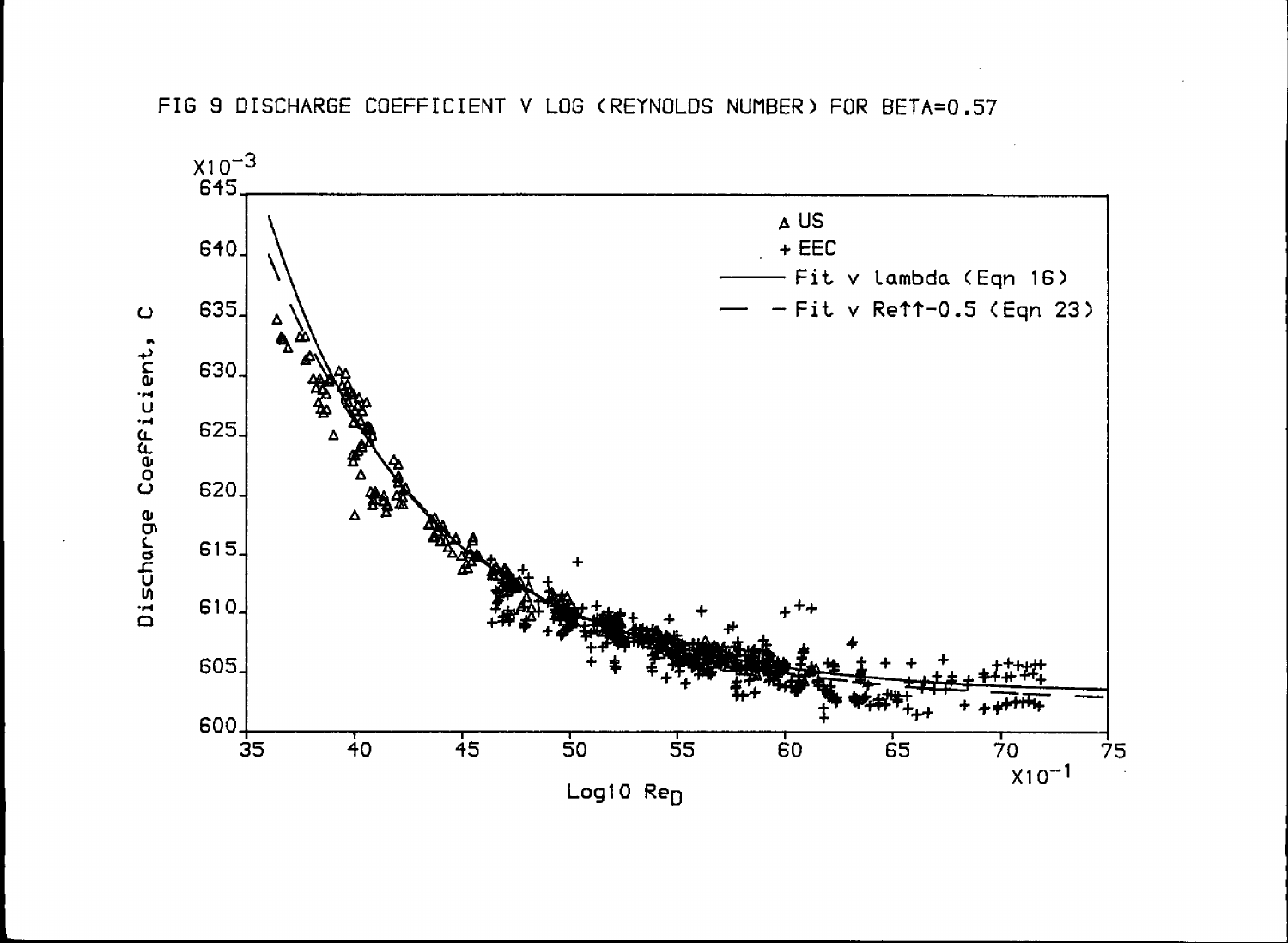FIG 9 DISCHARGE COEFFICIENT V LOG (REYNOLDS NUMBER) FOR BETA=0.57

$\times 10^{-3}$

Discharge Coefficient, C

645, 640, 635, 630, 625, 620, 615, 610, 605, 600

△ US

+ EEC

——— Fit v lambda (Eqn 16)

— — Fit v Re↑↑-0.5 (Eqn 23)

35, 40, 45, 50, 55, 60, 65, 70, 75 $\times 10^{-1}$

Log10 $Re_D$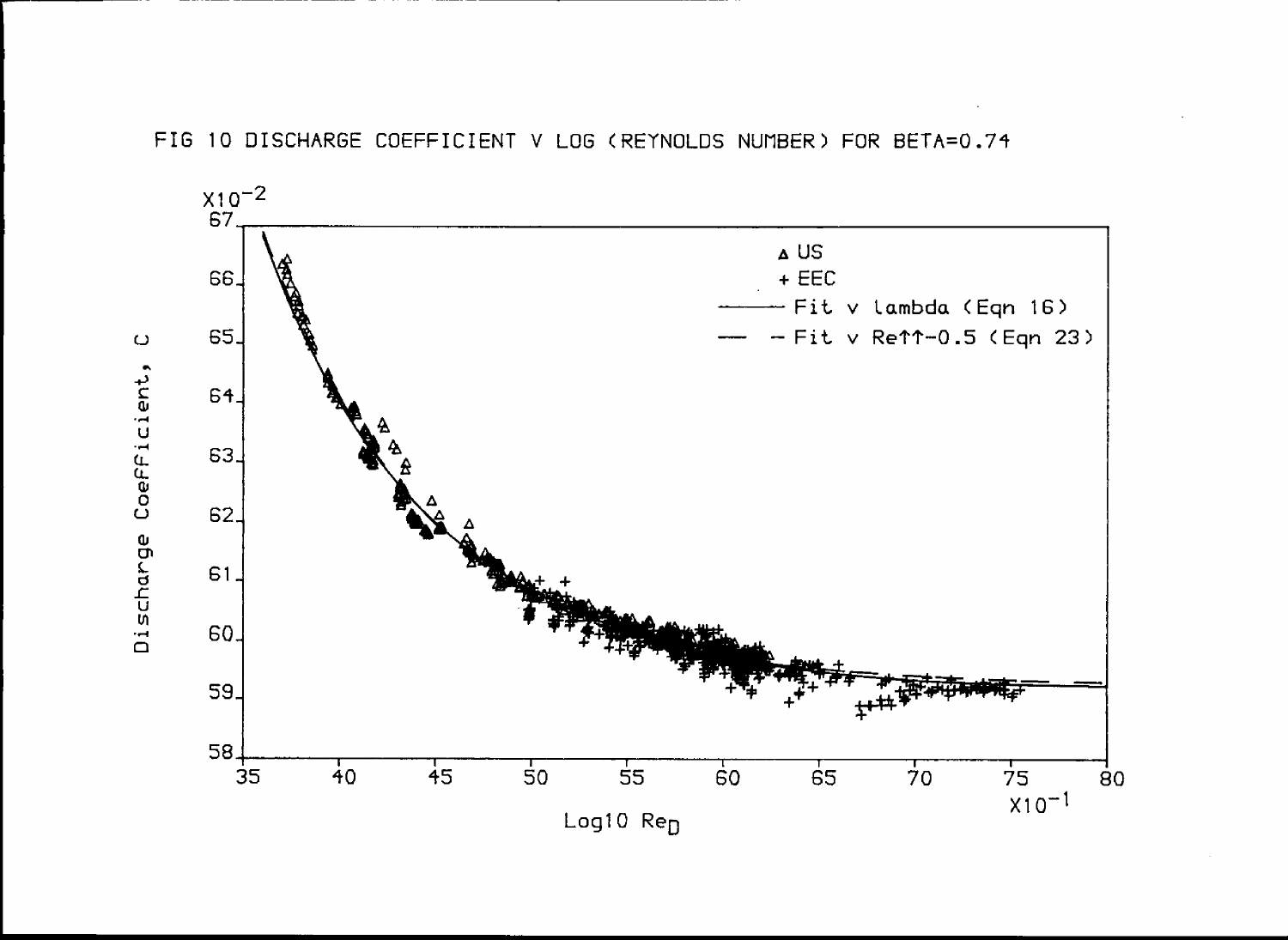FIG 10 DISCHARGE COEFFICIENT V LOG (REYNOLDS NUMBER) FOR BETA=0.74

X10$^{-2}$

67
66
65
64
63
62
61
60
59
58

Discharge Coefficient, C

△ US
+ EEC
——— Fit v lambda (Eqn 16)
— — Fit v Re↑↑-0.5 (Eqn 23)

35 40 45 50 55 60 65 70 75 80

X10$^{-1}$

Log10 $Re_D$